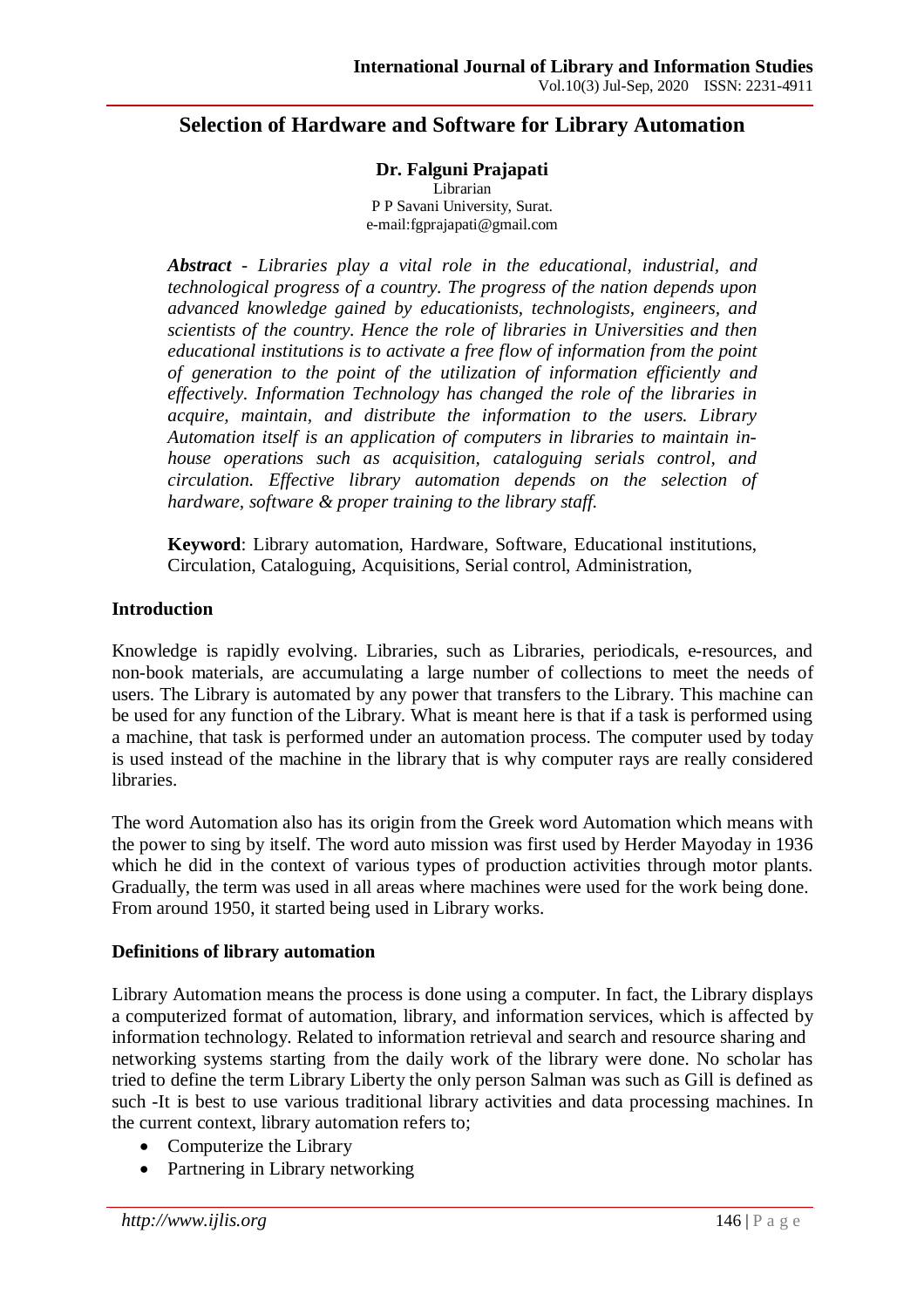# Selection of Hardware and Software for Library Automation

**Dr. Falguni Prajapati**
Librarian
P P Savani University, Surat.
e-mail:fgprajapati@gmail.com

***Abstract*** *- Libraries play a vital role in the educational, industrial, and technological progress of a country. The progress of the nation depends upon advanced knowledge gained by educationists, technologists, engineers, and scientists of the country. Hence the role of libraries in Universities and then educational institutions is to activate a free flow of information from the point of generation to the point of the utilization of information efficiently and effectively. Information Technology has changed the role of the libraries in acquire, maintain, and distribute the information to the users. Library Automation itself is an application of computers in libraries to maintain in-house operations such as acquisition, cataloguing serials control, and circulation. Effective library automation depends on the selection of hardware, software & proper training to the library staff.*

**Keyword**: Library automation, Hardware, Software, Educational institutions, Circulation, Cataloguing, Acquisitions, Serial control, Administration,

## Introduction

Knowledge is rapidly evolving. Libraries, such as Libraries, periodicals, e-resources, and non-book materials, are accumulating a large number of collections to meet the needs of users. The Library is automated by any power that transfers to the Library. This machine can be used for any function of the Library. What is meant here is that if a task is performed using a machine, that task is performed under an automation process. The computer used by today is used instead of the machine in the library that is why computer rays are really considered libraries.

The word Automation also has its origin from the Greek word Automation which means with the power to sing by itself. The word auto mission was first used by Herder Mayoday in 1936 which he did in the context of various types of production activities through motor plants. Gradually, the term was used in all areas where machines were used for the work being done. From around 1950, it started being used in Library works.

## Definitions of library automation

Library Automation means the process is done using a computer. In fact, the Library displays a computerized format of automation, library, and information services, which is affected by information technology. Related to information retrieval and search and resource sharing and networking systems starting from the daily work of the library were done. No scholar has tried to define the term Library Liberty the only person Salman was such as Gill is defined as such -It is best to use various traditional library activities and data processing machines. In the current context, library automation refers to;

- Computerize the Library
- Partnering in Library networking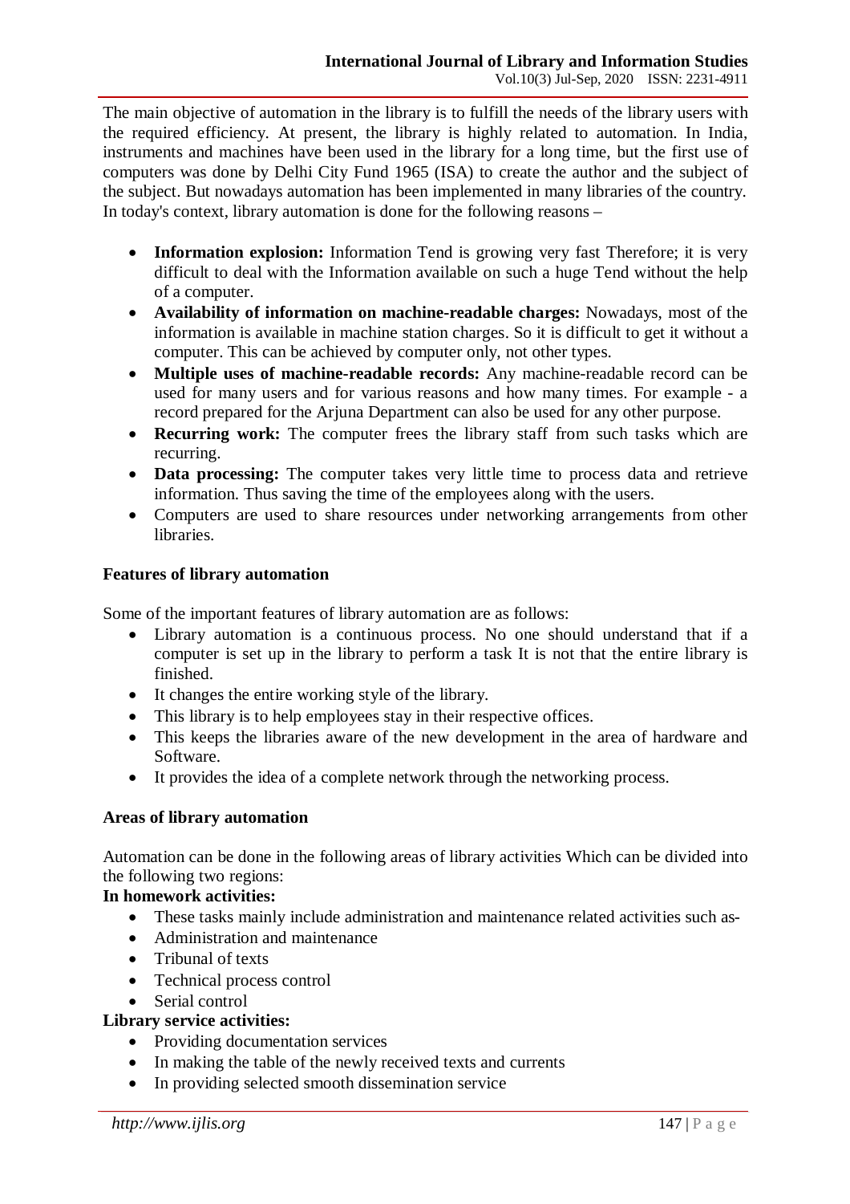The main objective of automation in the library is to fulfill the needs of the library users with the required efficiency. At present, the library is highly related to automation. In India, instruments and machines have been used in the library for a long time, but the first use of computers was done by Delhi City Fund 1965 (ISA) to create the author and the subject of the subject. But nowadays automation has been implemented in many libraries of the country. In today's context, library automation is done for the following reasons –

- **Information explosion:** Information Tend is growing very fast Therefore; it is very difficult to deal with the Information available on such a huge Tend without the help of a computer.
- **Availability of information on machine-readable charges:** Nowadays, most of the information is available in machine station charges. So it is difficult to get it without a computer. This can be achieved by computer only, not other types.
- **Multiple uses of machine-readable records:** Any machine-readable record can be used for many users and for various reasons and how many times. For example - a record prepared for the Arjuna Department can also be used for any other purpose.
- **Recurring work:** The computer frees the library staff from such tasks which are recurring.
- **Data processing:** The computer takes very little time to process data and retrieve information. Thus saving the time of the employees along with the users.
- Computers are used to share resources under networking arrangements from other libraries.

**Features of library automation**

Some of the important features of library automation are as follows:

- Library automation is a continuous process. No one should understand that if a computer is set up in the library to perform a task It is not that the entire library is finished.
- It changes the entire working style of the library.
- This library is to help employees stay in their respective offices.
- This keeps the libraries aware of the new development in the area of hardware and Software.
- It provides the idea of a complete network through the networking process.

**Areas of library automation**

Automation can be done in the following areas of library activities Which can be divided into the following two regions:

**In homework activities:**

- These tasks mainly include administration and maintenance related activities such as-
- Administration and maintenance
- Tribunal of texts
- Technical process control
- Serial control

**Library service activities:**

- Providing documentation services
- In making the table of the newly received texts and currents
- In providing selected smooth dissemination service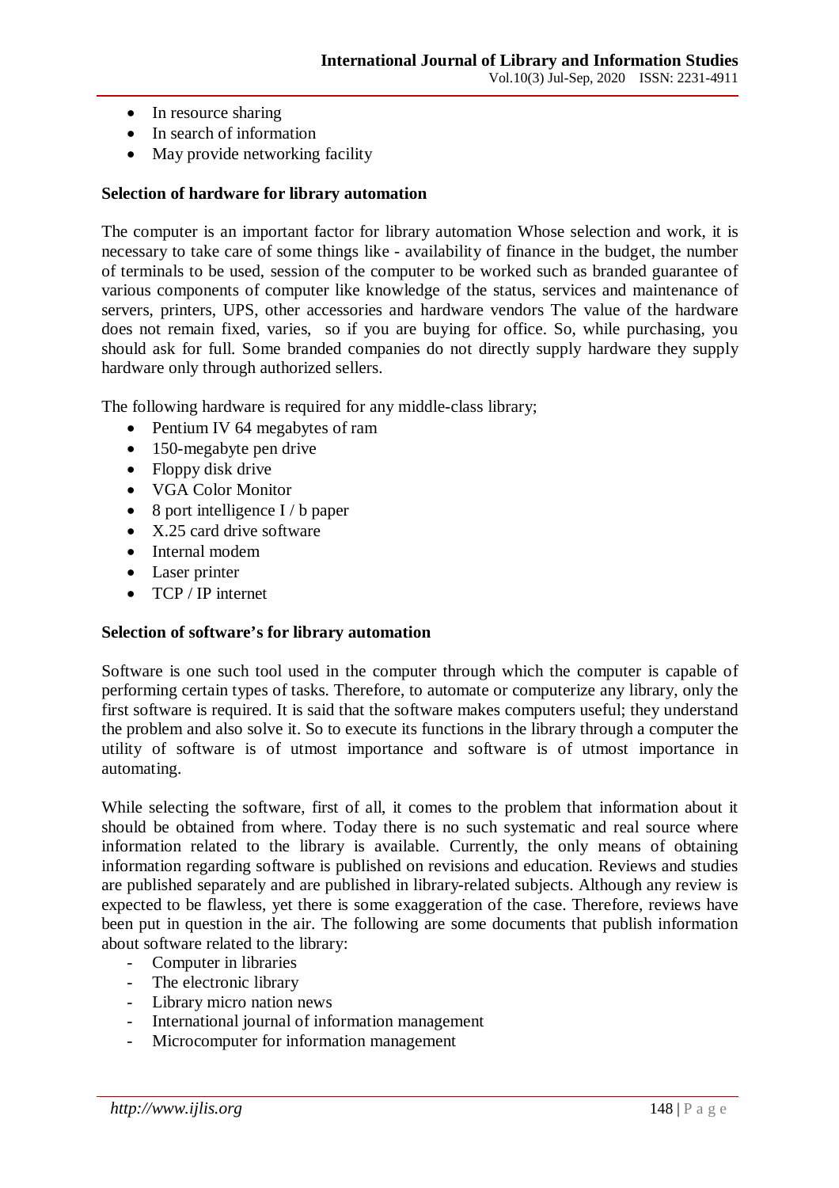- In resource sharing
- In search of information
- May provide networking facility

**Selection of hardware for library automation**

The computer is an important factor for library automation Whose selection and work, it is necessary to take care of some things like - availability of finance in the budget, the number of terminals to be used, session of the computer to be worked such as branded guarantee of various components of computer like knowledge of the status, services and maintenance of servers, printers, UPS, other accessories and hardware vendors The value of the hardware does not remain fixed, varies, so if you are buying for office. So, while purchasing, you should ask for full. Some branded companies do not directly supply hardware they supply hardware only through authorized sellers.

The following hardware is required for any middle-class library;

- Pentium IV 64 megabytes of ram
- 150-megabyte pen drive
- Floppy disk drive
- VGA Color Monitor
- 8 port intelligence I / b paper
- X.25 card drive software
- Internal modem
- Laser printer
- TCP / IP internet

**Selection of software's for library automation**

Software is one such tool used in the computer through which the computer is capable of performing certain types of tasks. Therefore, to automate or computerize any library, only the first software is required. It is said that the software makes computers useful; they understand the problem and also solve it. So to execute its functions in the library through a computer the utility of software is of utmost importance and software is of utmost importance in automating.

While selecting the software, first of all, it comes to the problem that information about it should be obtained from where. Today there is no such systematic and real source where information related to the library is available. Currently, the only means of obtaining information regarding software is published on revisions and education. Reviews and studies are published separately and are published in library-related subjects. Although any review is expected to be flawless, yet there is some exaggeration of the case. Therefore, reviews have been put in question in the air. The following are some documents that publish information about software related to the library:

- Computer in libraries
- The electronic library
- Library micro nation news
- International journal of information management
- Microcomputer for information management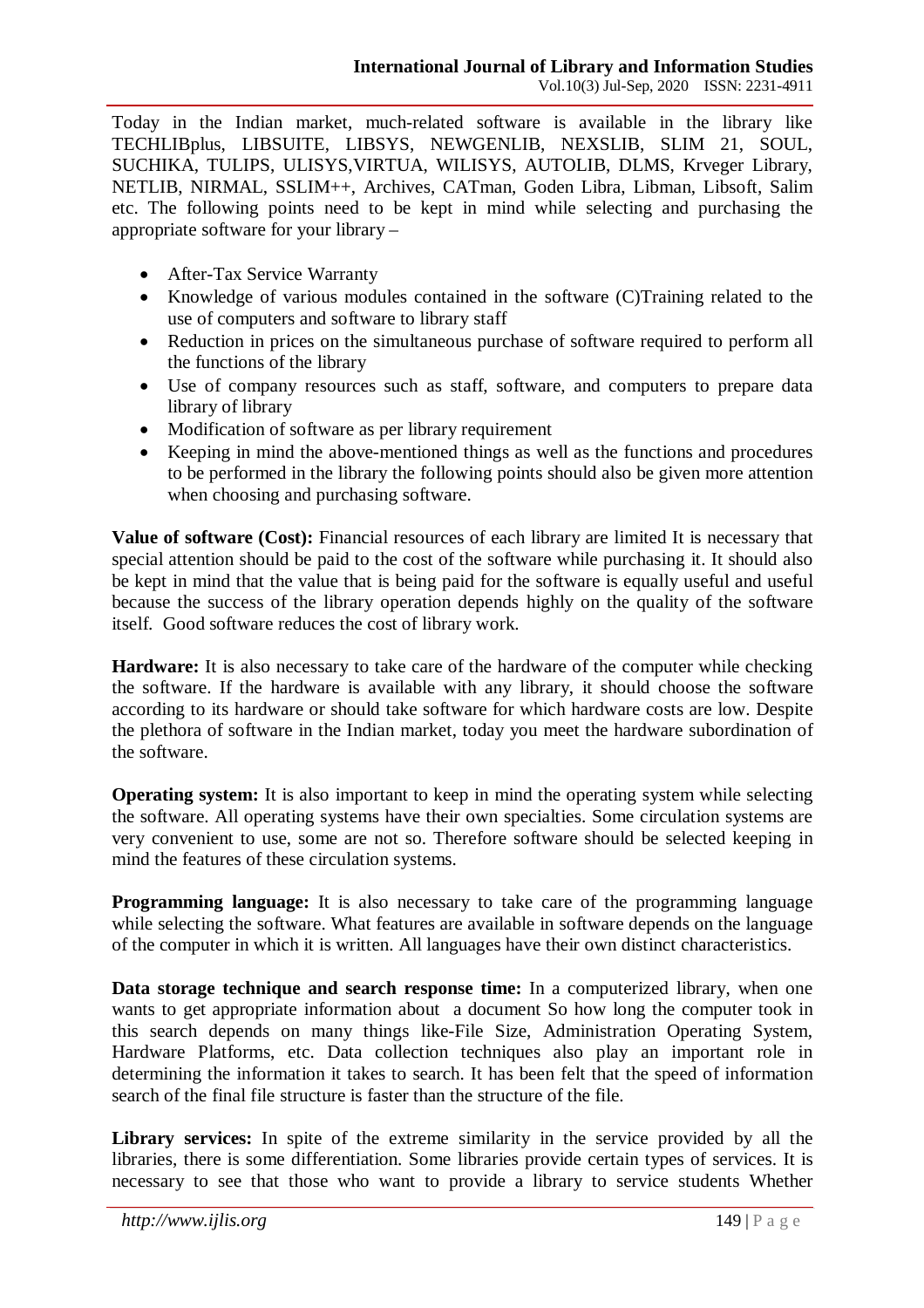Today in the Indian market, much-related software is available in the library like TECHLIBplus, LIBSUITE, LIBSYS, NEWGENLIB, NEXSLIB, SLIM 21, SOUL, SUCHIKA, TULIPS, ULISYS,VIRTUA, WILISYS, AUTOLIB, DLMS, Krveger Library, NETLIB, NIRMAL, SSLIM++, Archives, CATman, Goden Libra, Libman, Libsoft, Salim etc. The following points need to be kept in mind while selecting and purchasing the appropriate software for your library –

- After-Tax Service Warranty
- Knowledge of various modules contained in the software (C)Training related to the use of computers and software to library staff
- Reduction in prices on the simultaneous purchase of software required to perform all the functions of the library
- Use of company resources such as staff, software, and computers to prepare data library of library
- Modification of software as per library requirement
- Keeping in mind the above-mentioned things as well as the functions and procedures to be performed in the library the following points should also be given more attention when choosing and purchasing software.

**Value of software (Cost):** Financial resources of each library are limited It is necessary that special attention should be paid to the cost of the software while purchasing it. It should also be kept in mind that the value that is being paid for the software is equally useful and useful because the success of the library operation depends highly on the quality of the software itself. Good software reduces the cost of library work.

**Hardware:** It is also necessary to take care of the hardware of the computer while checking the software. If the hardware is available with any library, it should choose the software according to its hardware or should take software for which hardware costs are low. Despite the plethora of software in the Indian market, today you meet the hardware subordination of the software.

**Operating system:** It is also important to keep in mind the operating system while selecting the software. All operating systems have their own specialties. Some circulation systems are very convenient to use, some are not so. Therefore software should be selected keeping in mind the features of these circulation systems.

**Programming language:** It is also necessary to take care of the programming language while selecting the software. What features are available in software depends on the language of the computer in which it is written. All languages have their own distinct characteristics.

**Data storage technique and search response time:** In a computerized library, when one wants to get appropriate information about a document So how long the computer took in this search depends on many things like-File Size, Administration Operating System, Hardware Platforms, etc. Data collection techniques also play an important role in determining the information it takes to search. It has been felt that the speed of information search of the final file structure is faster than the structure of the file.

**Library services:** In spite of the extreme similarity in the service provided by all the libraries, there is some differentiation. Some libraries provide certain types of services. It is necessary to see that those who want to provide a library to service students Whether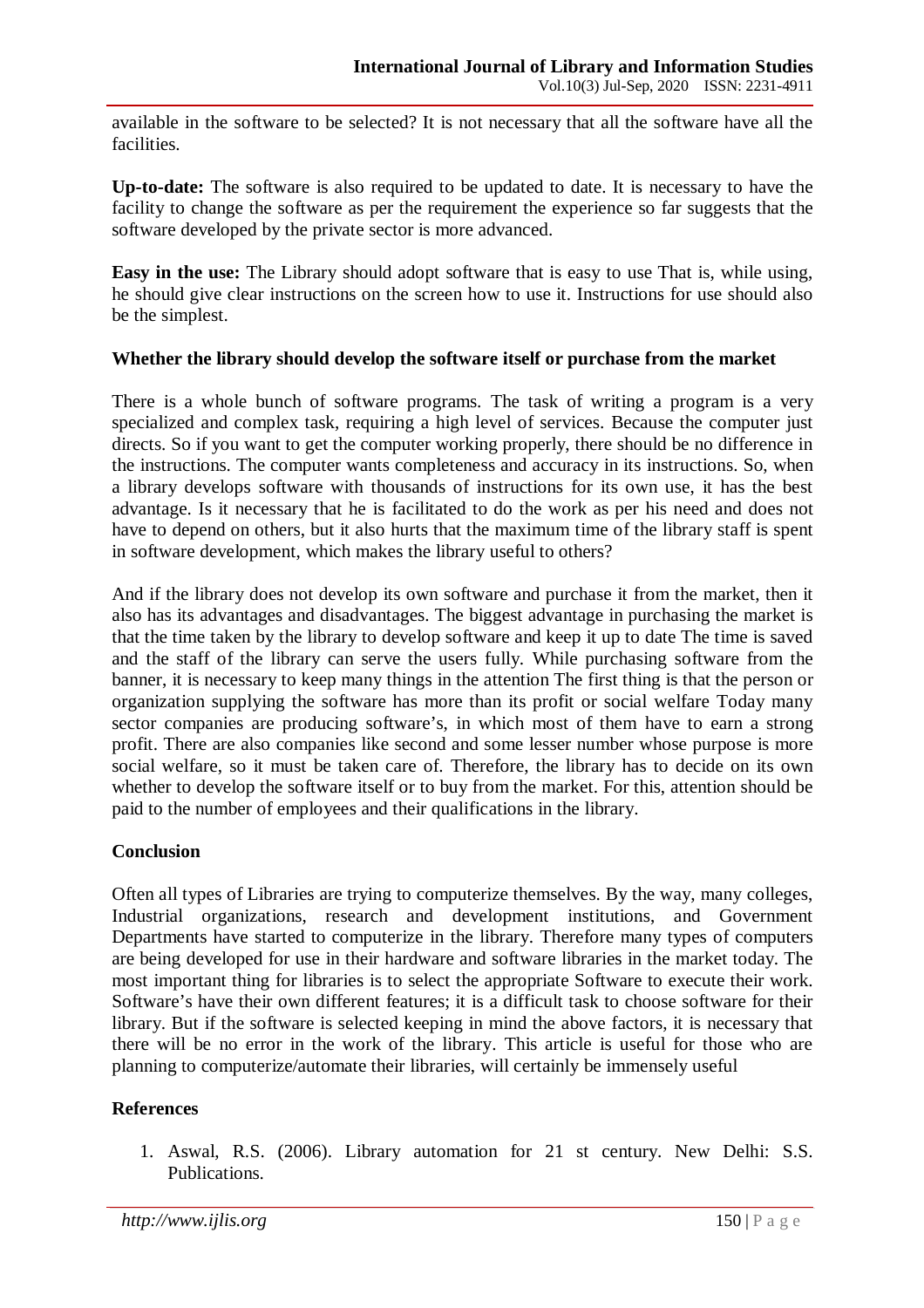available in the software to be selected? It is not necessary that all the software have all the facilities.

**Up-to-date:** The software is also required to be updated to date. It is necessary to have the facility to change the software as per the requirement the experience so far suggests that the software developed by the private sector is more advanced.

**Easy in the use:** The Library should adopt software that is easy to use That is, while using, he should give clear instructions on the screen how to use it. Instructions for use should also be the simplest.

**Whether the library should develop the software itself or purchase from the market**

There is a whole bunch of software programs. The task of writing a program is a very specialized and complex task, requiring a high level of services. Because the computer just directs. So if you want to get the computer working properly, there should be no difference in the instructions. The computer wants completeness and accuracy in its instructions. So, when a library develops software with thousands of instructions for its own use, it has the best advantage. Is it necessary that he is facilitated to do the work as per his need and does not have to depend on others, but it also hurts that the maximum time of the library staff is spent in software development, which makes the library useful to others?

And if the library does not develop its own software and purchase it from the market, then it also has its advantages and disadvantages. The biggest advantage in purchasing the market is that the time taken by the library to develop software and keep it up to date The time is saved and the staff of the library can serve the users fully. While purchasing software from the banner, it is necessary to keep many things in the attention The first thing is that the person or organization supplying the software has more than its profit or social welfare Today many sector companies are producing software's, in which most of them have to earn a strong profit. There are also companies like second and some lesser number whose purpose is more social welfare, so it must be taken care of. Therefore, the library has to decide on its own whether to develop the software itself or to buy from the market. For this, attention should be paid to the number of employees and their qualifications in the library.

**Conclusion**

Often all types of Libraries are trying to computerize themselves. By the way, many colleges, Industrial organizations, research and development institutions, and Government Departments have started to computerize in the library. Therefore many types of computers are being developed for use in their hardware and software libraries in the market today. The most important thing for libraries is to select the appropriate Software to execute their work. Software's have their own different features; it is a difficult task to choose software for their library. But if the software is selected keeping in mind the above factors, it is necessary that there will be no error in the work of the library. This article is useful for those who are planning to computerize/automate their libraries, will certainly be immensely useful

**References**

1. Aswal, R.S. (2006). Library automation for 21 st century. New Delhi: S.S. Publications.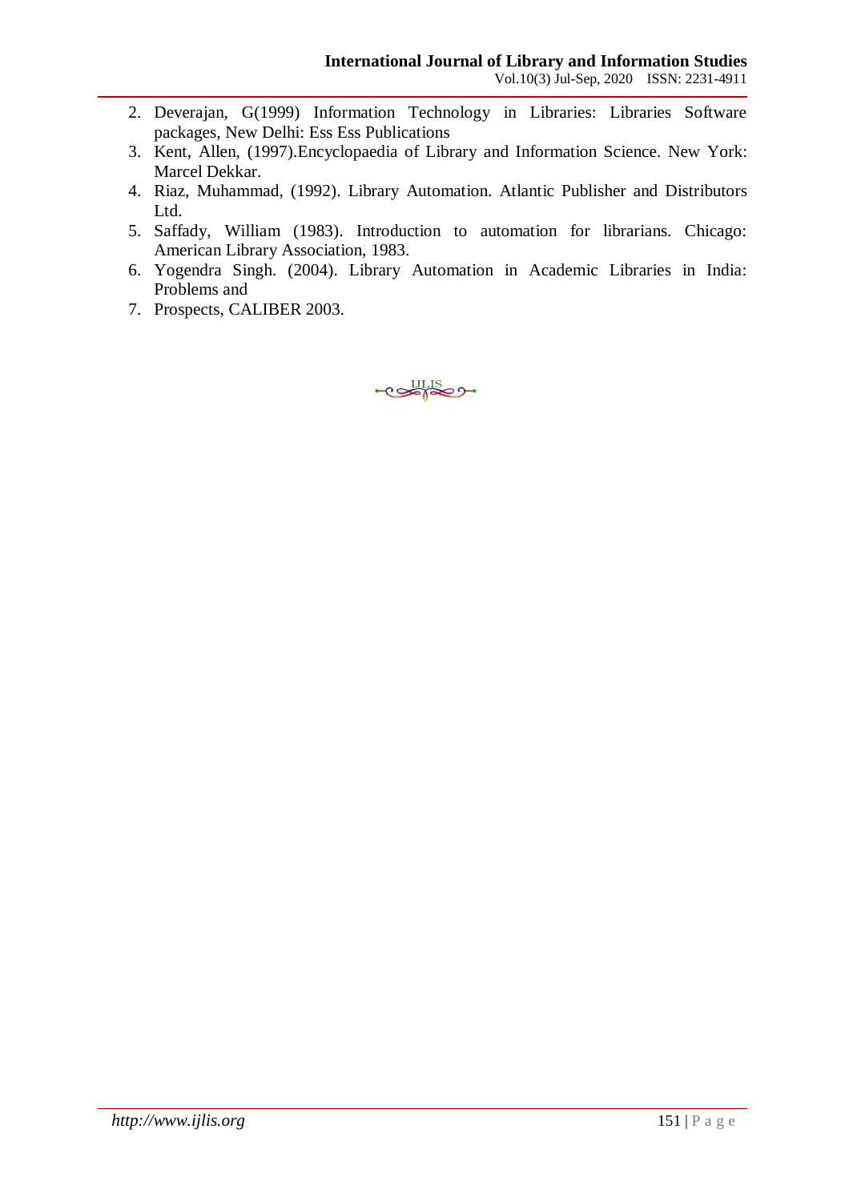2. Deverajan, G(1999) Information Technology in Libraries: Libraries Software packages, New Delhi: Ess Ess Publications
3. Kent, Allen, (1997).Encyclopaedia of Library and Information Science. New York: Marcel Dekkar.
4. Riaz, Muhammad, (1992). Library Automation. Atlantic Publisher and Distributors Ltd.
5. Saffady, William (1983). Introduction to automation for librarians. Chicago: American Library Association, 1983.
6. Yogendra Singh. (2004). Library Automation in Academic Libraries in India: Problems and
7. Prospects, CALIBER 2003.